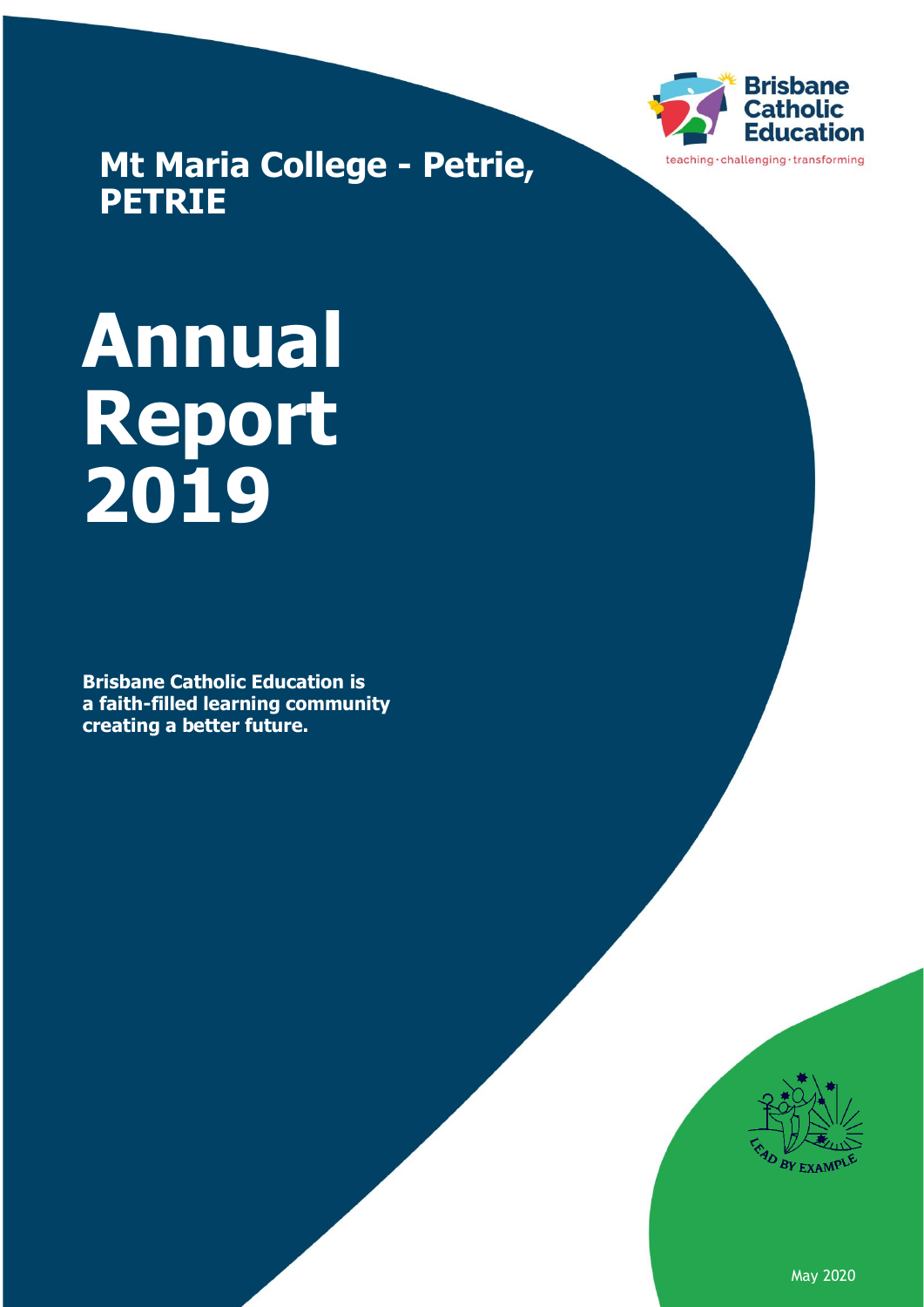Brisbane Catholic Education

teaching · challenging · transforming

## Mt Maria College - Petrie, PETRIE

# Annual Report 2019

**Brisbane Catholic Education is a faith-filled learning community creating a better future.**

LEAD BY EXAMPLE

May 2020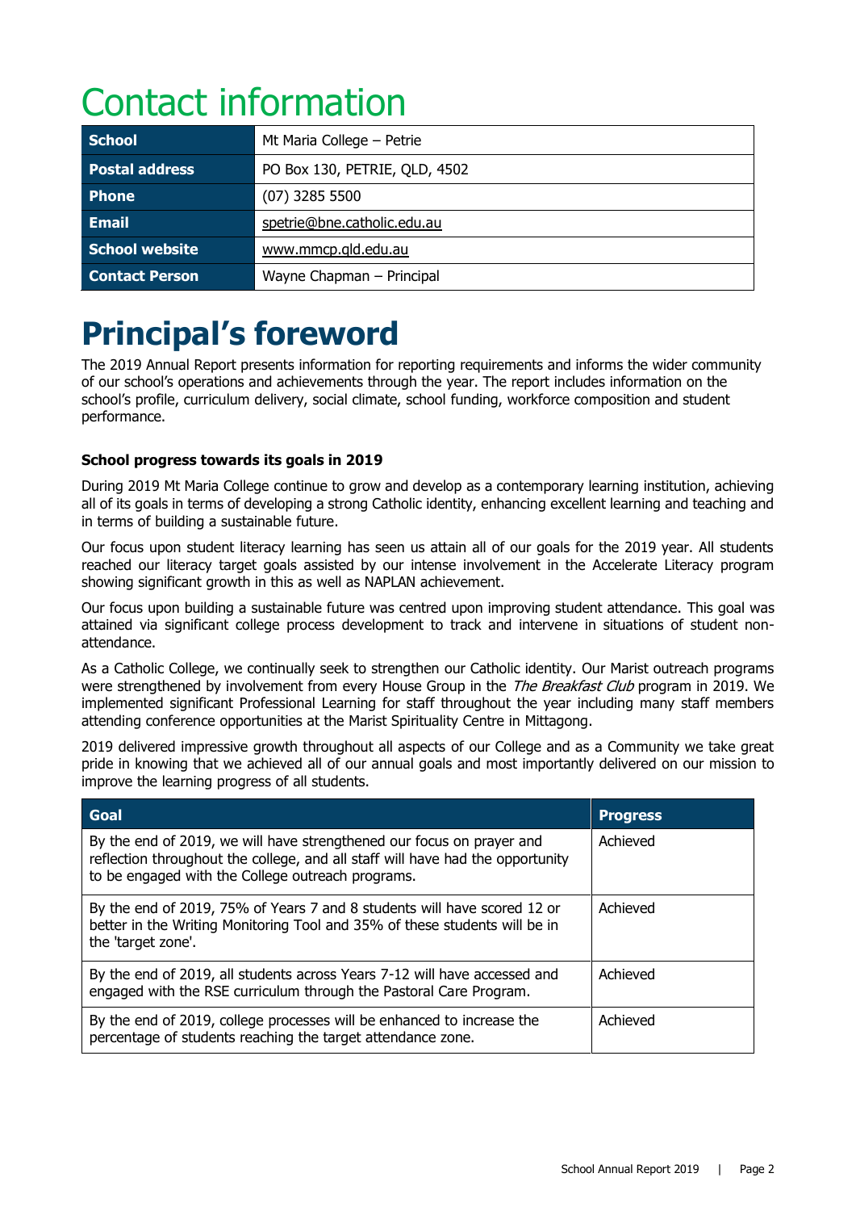# Contact information

| School | Mt Maria College – Petrie |
|---|---|
| Postal address | PO Box 130, PETRIE, QLD, 4502 |
| Phone | (07) 3285 5500 |
| Email | spetrie@bne.catholic.edu.au |
| School website | www.mmcp.qld.edu.au |
| Contact Person | Wayne Chapman – Principal |

# Principal's foreword

The 2019 Annual Report presents information for reporting requirements and informs the wider community of our school's operations and achievements through the year. The report includes information on the school's profile, curriculum delivery, social climate, school funding, workforce composition and student performance.

**School progress towards its goals in 2019**

During 2019 Mt Maria College continue to grow and develop as a contemporary learning institution, achieving all of its goals in terms of developing a strong Catholic identity, enhancing excellent learning and teaching and in terms of building a sustainable future.

Our focus upon student literacy learning has seen us attain all of our goals for the 2019 year. All students reached our literacy target goals assisted by our intense involvement in the Accelerate Literacy program showing significant growth in this as well as NAPLAN achievement.

Our focus upon building a sustainable future was centred upon improving student attendance. This goal was attained via significant college process development to track and intervene in situations of student non-attendance.

As a Catholic College, we continually seek to strengthen our Catholic identity. Our Marist outreach programs were strengthened by involvement from every House Group in the *The Breakfast Club* program in 2019. We implemented significant Professional Learning for staff throughout the year including many staff members attending conference opportunities at the Marist Spirituality Centre in Mittagong.

2019 delivered impressive growth throughout all aspects of our College and as a Community we take great pride in knowing that we achieved all of our annual goals and most importantly delivered on our mission to improve the learning progress of all students.

| Goal | Progress |
|---|---|
| By the end of 2019, we will have strengthened our focus on prayer and reflection throughout the college, and all staff will have had the opportunity to be engaged with the College outreach programs. | Achieved |
| By the end of 2019, 75% of Years 7 and 8 students will have scored 12 or better in the Writing Monitoring Tool and 35% of these students will be in the 'target zone'. | Achieved |
| By the end of 2019, all students across Years 7-12 will have accessed and engaged with the RSE curriculum through the Pastoral Care Program. | Achieved |
| By the end of 2019, college processes will be enhanced to increase the percentage of students reaching the target attendance zone. | Achieved |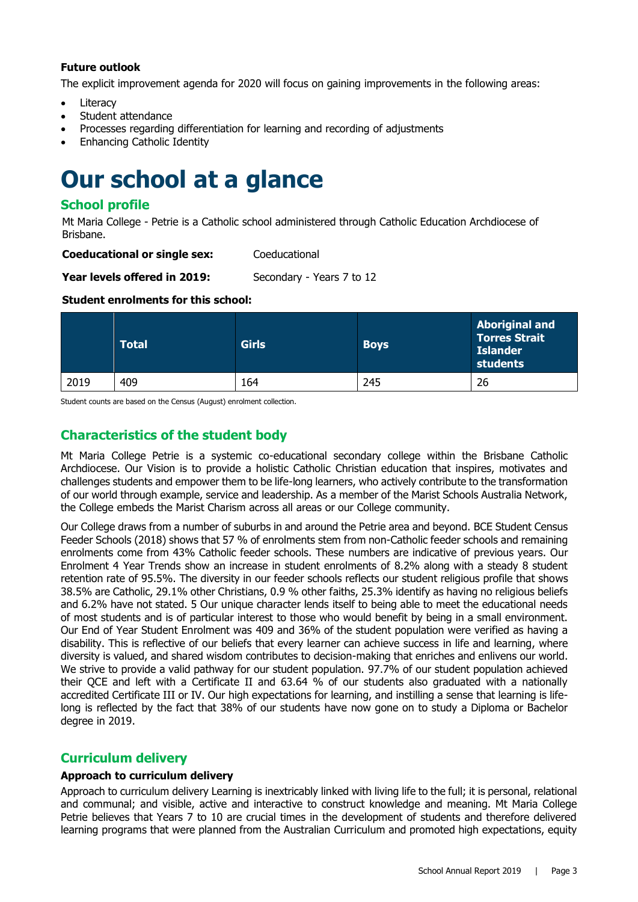**Future outlook**

The explicit improvement agenda for 2020 will focus on gaining improvements in the following areas:

- Literacy
- Student attendance
- Processes regarding differentiation for learning and recording of adjustments
- Enhancing Catholic Identity

# Our school at a glance

## School profile

Mt Maria College - Petrie is a Catholic school administered through Catholic Education Archdiocese of Brisbane.

**Coeducational or single sex:** Coeducational

**Year levels offered in 2019:** Secondary - Years 7 to 12

**Student enrolments for this school:**

| | Total | Girls | Boys | Aboriginal and Torres Strait Islander students |
|---|---|---|---|---|
| 2019 | 409 | 164 | 245 | 26 |

Student counts are based on the Census (August) enrolment collection.

## Characteristics of the student body

Mt Maria College Petrie is a systemic co-educational secondary college within the Brisbane Catholic Archdiocese. Our Vision is to provide a holistic Catholic Christian education that inspires, motivates and challenges students and empower them to be life-long learners, who actively contribute to the transformation of our world through example, service and leadership. As a member of the Marist Schools Australia Network, the College embeds the Marist Charism across all areas or our College community.

Our College draws from a number of suburbs in and around the Petrie area and beyond. BCE Student Census Feeder Schools (2018) shows that 57 % of enrolments stem from non-Catholic feeder schools and remaining enrolments come from 43% Catholic feeder schools. These numbers are indicative of previous years. Our Enrolment 4 Year Trends show an increase in student enrolments of 8.2% along with a steady 8 student retention rate of 95.5%. The diversity in our feeder schools reflects our student religious profile that shows 38.5% are Catholic, 29.1% other Christians, 0.9 % other faiths, 25.3% identify as having no religious beliefs and 6.2% have not stated. 5 Our unique character lends itself to being able to meet the educational needs of most students and is of particular interest to those who would benefit by being in a small environment. Our End of Year Student Enrolment was 409 and 36% of the student population were verified as having a disability. This is reflective of our beliefs that every learner can achieve success in life and learning, where diversity is valued, and shared wisdom contributes to decision-making that enriches and enlivens our world. We strive to provide a valid pathway for our student population. 97.7% of our student population achieved their QCE and left with a Certificate II and 63.64 % of our students also graduated with a nationally accredited Certificate III or IV. Our high expectations for learning, and instilling a sense that learning is life-long is reflected by the fact that 38% of our students have now gone on to study a Diploma or Bachelor degree in 2019.

## Curriculum delivery

**Approach to curriculum delivery**

Approach to curriculum delivery Learning is inextricably linked with living life to the full; it is personal, relational and communal; and visible, active and interactive to construct knowledge and meaning. Mt Maria College Petrie believes that Years 7 to 10 are crucial times in the development of students and therefore delivered learning programs that were planned from the Australian Curriculum and promoted high expectations, equity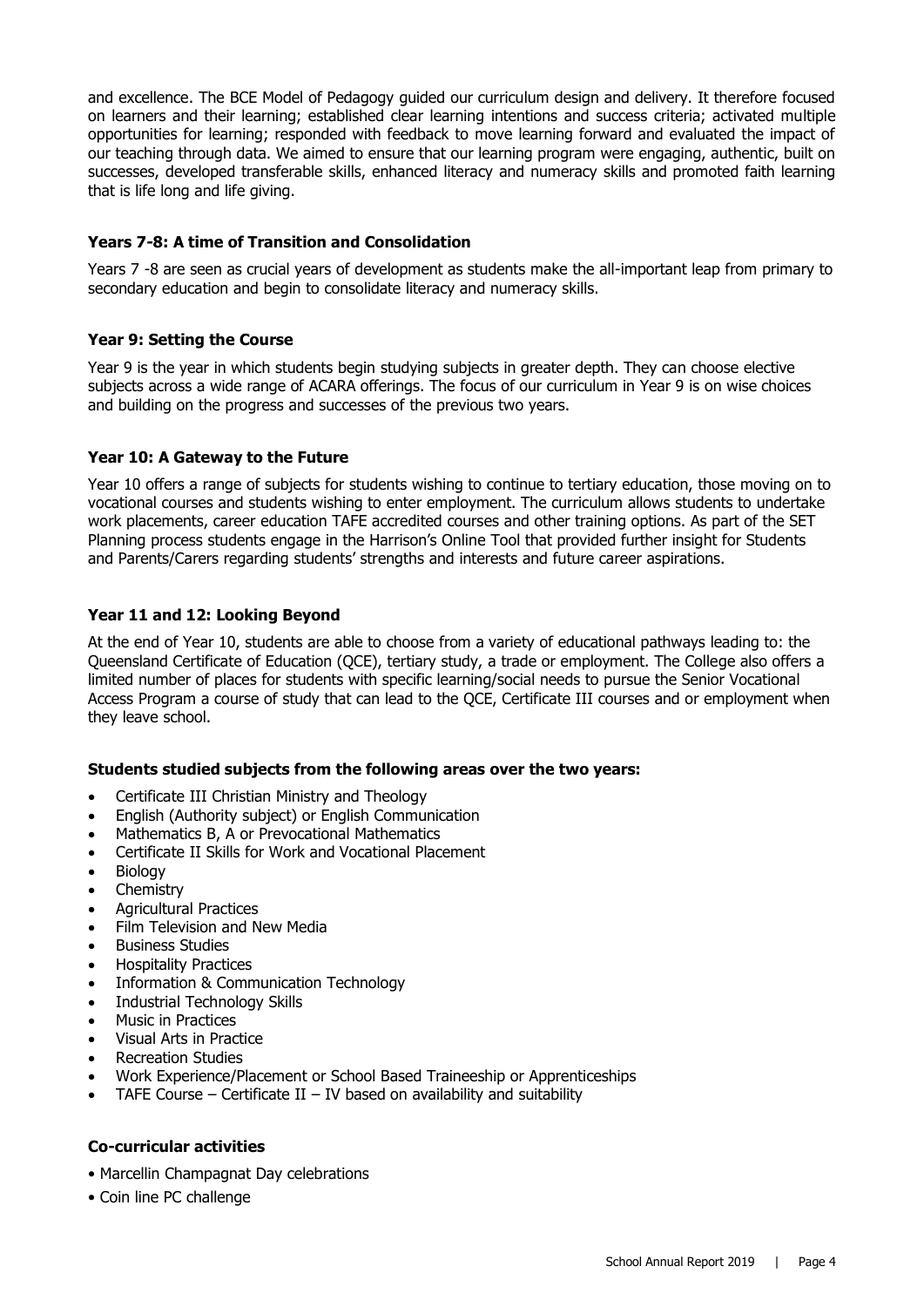and excellence. The BCE Model of Pedagogy guided our curriculum design and delivery. It therefore focused on learners and their learning; established clear learning intentions and success criteria; activated multiple opportunities for learning; responded with feedback to move learning forward and evaluated the impact of our teaching through data. We aimed to ensure that our learning program were engaging, authentic, built on successes, developed transferable skills, enhanced literacy and numeracy skills and promoted faith learning that is life long and life giving.

### Years 7-8: A time of Transition and Consolidation

Years 7 -8 are seen as crucial years of development as students make the all-important leap from primary to secondary education and begin to consolidate literacy and numeracy skills.

### Year 9: Setting the Course

Year 9 is the year in which students begin studying subjects in greater depth. They can choose elective subjects across a wide range of ACARA offerings. The focus of our curriculum in Year 9 is on wise choices and building on the progress and successes of the previous two years.

### Year 10: A Gateway to the Future

Year 10 offers a range of subjects for students wishing to continue to tertiary education, those moving on to vocational courses and students wishing to enter employment. The curriculum allows students to undertake work placements, career education TAFE accredited courses and other training options. As part of the SET Planning process students engage in the Harrison's Online Tool that provided further insight for Students and Parents/Carers regarding students' strengths and interests and future career aspirations.

### Year 11 and 12: Looking Beyond

At the end of Year 10, students are able to choose from a variety of educational pathways leading to: the Queensland Certificate of Education (QCE), tertiary study, a trade or employment. The College also offers a limited number of places for students with specific learning/social needs to pursue the Senior Vocational Access Program a course of study that can lead to the QCE, Certificate III courses and or employment when they leave school.

### Students studied subjects from the following areas over the two years:

- Certificate III Christian Ministry and Theology
- English (Authority subject) or English Communication
- Mathematics B, A or Prevocational Mathematics
- Certificate II Skills for Work and Vocational Placement
- Biology
- Chemistry
- Agricultural Practices
- Film Television and New Media
- Business Studies
- Hospitality Practices
- Information & Communication Technology
- Industrial Technology Skills
- Music in Practices
- Visual Arts in Practice
- Recreation Studies
- Work Experience/Placement or School Based Traineeship or Apprenticeships
- TAFE Course – Certificate II – IV based on availability and suitability

### Co-curricular activities

- Marcellin Champagnat Day celebrations
- Coin line PC challenge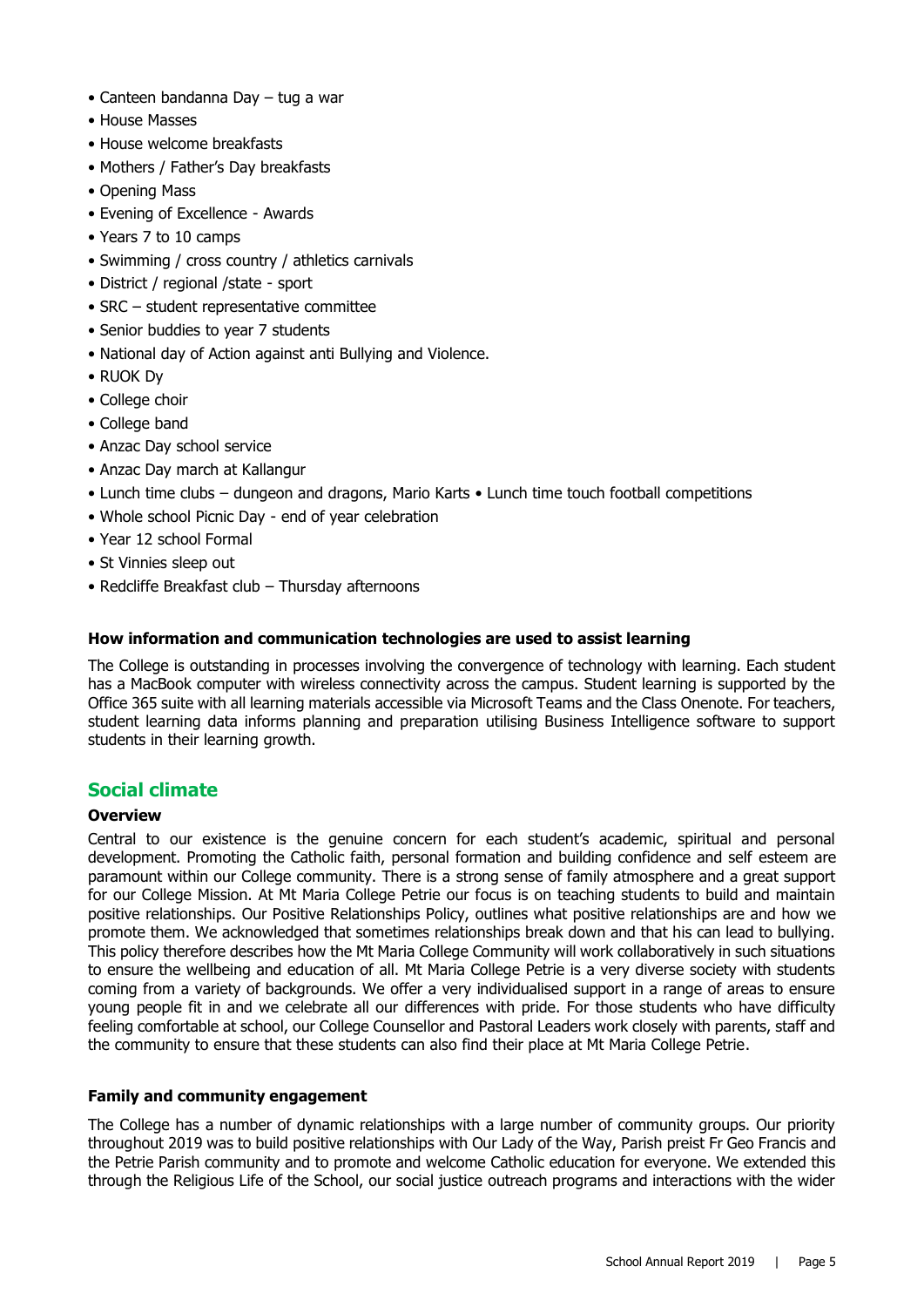- Canteen bandanna Day – tug a war
- House Masses
- House welcome breakfasts
- Mothers / Father's Day breakfasts
- Opening Mass
- Evening of Excellence - Awards
- Years 7 to 10 camps
- Swimming / cross country / athletics carnivals
- District / regional /state - sport
- SRC – student representative committee
- Senior buddies to year 7 students
- National day of Action against anti Bullying and Violence.
- RUOK Dy
- College choir
- College band
- Anzac Day school service
- Anzac Day march at Kallangur
- Lunch time clubs – dungeon and dragons, Mario Karts • Lunch time touch football competitions
- Whole school Picnic Day - end of year celebration
- Year 12 school Formal
- St Vinnies sleep out
- Redcliffe Breakfast club – Thursday afternoons

**How information and communication technologies are used to assist learning**

The College is outstanding in processes involving the convergence of technology with learning. Each student has a MacBook computer with wireless connectivity across the campus. Student learning is supported by the Office 365 suite with all learning materials accessible via Microsoft Teams and the Class Onenote. For teachers, student learning data informs planning and preparation utilising Business Intelligence software to support students in their learning growth.

## Social climate

**Overview**

Central to our existence is the genuine concern for each student's academic, spiritual and personal development. Promoting the Catholic faith, personal formation and building confidence and self esteem are paramount within our College community. There is a strong sense of family atmosphere and a great support for our College Mission. At Mt Maria College Petrie our focus is on teaching students to build and maintain positive relationships. Our Positive Relationships Policy, outlines what positive relationships are and how we promote them. We acknowledged that sometimes relationships break down and that his can lead to bullying. This policy therefore describes how the Mt Maria College Community will work collaboratively in such situations to ensure the wellbeing and education of all. Mt Maria College Petrie is a very diverse society with students coming from a variety of backgrounds. We offer a very individualised support in a range of areas to ensure young people fit in and we celebrate all our differences with pride. For those students who have difficulty feeling comfortable at school, our College Counsellor and Pastoral Leaders work closely with parents, staff and the community to ensure that these students can also find their place at Mt Maria College Petrie.

**Family and community engagement**

The College has a number of dynamic relationships with a large number of community groups. Our priority throughout 2019 was to build positive relationships with Our Lady of the Way, Parish preist Fr Geo Francis and the Petrie Parish community and to promote and welcome Catholic education for everyone. We extended this through the Religious Life of the School, our social justice outreach programs and interactions with the wider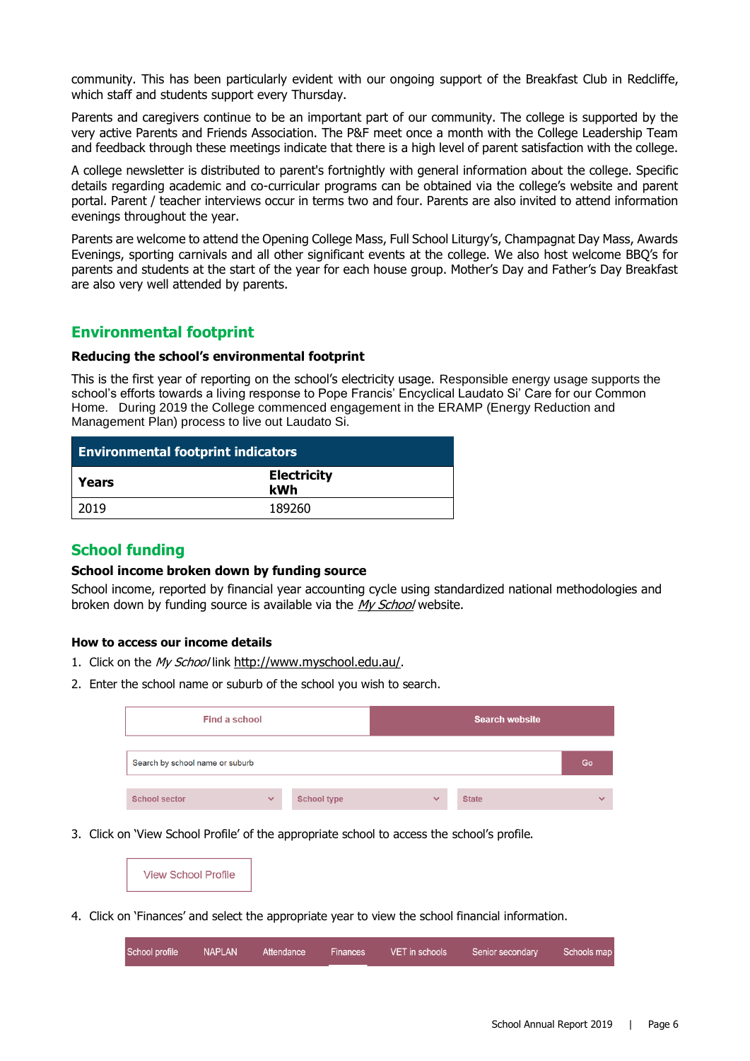community. This has been particularly evident with our ongoing support of the Breakfast Club in Redcliffe, which staff and students support every Thursday.

Parents and caregivers continue to be an important part of our community. The college is supported by the very active Parents and Friends Association. The P&F meet once a month with the College Leadership Team and feedback through these meetings indicate that there is a high level of parent satisfaction with the college.

A college newsletter is distributed to parent's fortnightly with general information about the college. Specific details regarding academic and co-curricular programs can be obtained via the college's website and parent portal. Parent / teacher interviews occur in terms two and four. Parents are also invited to attend information evenings throughout the year.

Parents are welcome to attend the Opening College Mass, Full School Liturgy's, Champagnat Day Mass, Awards Evenings, sporting carnivals and all other significant events at the college. We also host welcome BBQ's for parents and students at the start of the year for each house group. Mother's Day and Father's Day Breakfast are also very well attended by parents.

## Environmental footprint

### Reducing the school's environmental footprint

This is the first year of reporting on the school's electricity usage. Responsible energy usage supports the school's efforts towards a living response to Pope Francis' Encyclical Laudato Si' Care for our Common Home. During 2019 the College commenced engagement in the ERAMP (Energy Reduction and Management Plan) process to live out Laudato Si.

| Environmental footprint indicators | |
|---|---|
| **Years** | **Electricity kWh** |
| 2019 | 189260 |

## School funding

### School income broken down by funding source

School income, reported by financial year accounting cycle using standardized national methodologies and broken down by funding source is available via the *My School* website.

#### How to access our income details

1. Click on the *My School* link http://www.myschool.edu.au/.
2. Enter the school name or suburb of the school you wish to search.

   Find a school | Search website

   Search by school name or suburb | Go

   School sector | School type | State

3. Click on 'View School Profile' of the appropriate school to access the school's profile.

   View School Profile

4. Click on 'Finances' and select the appropriate year to view the school financial information.

   School profile | NAPLAN | Attendance | Finances | VET in schools | Senior secondary | Schools map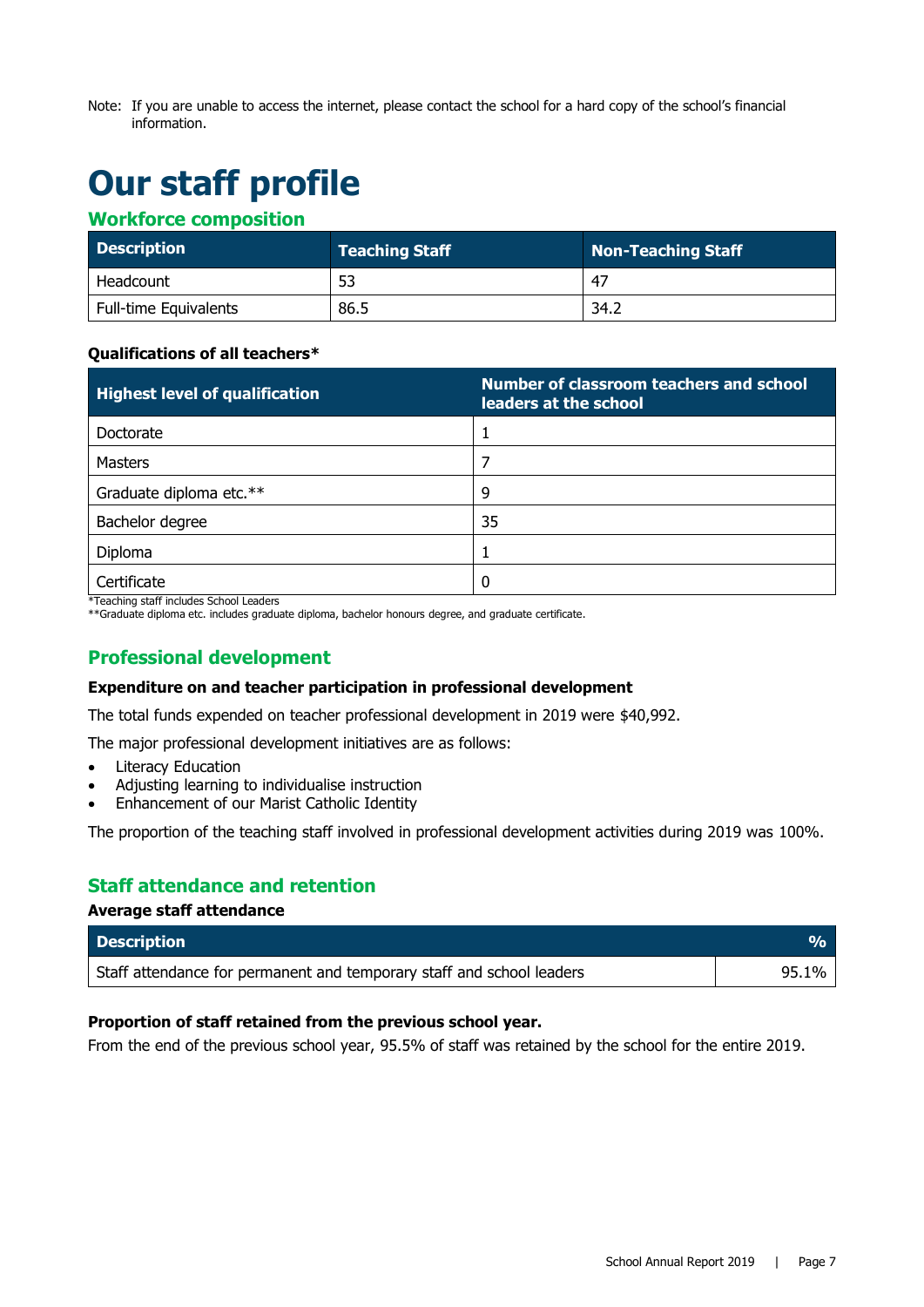Note: If you are unable to access the internet, please contact the school for a hard copy of the school's financial information.

# Our staff profile

## Workforce composition

| Description | Teaching Staff | Non-Teaching Staff |
|---|---|---|
| Headcount | 53 | 47 |
| Full-time Equivalents | 86.5 | 34.2 |

**Qualifications of all teachers***

| Highest level of qualification | Number of classroom teachers and school leaders at the school |
|---|---|
| Doctorate | 1 |
| Masters | 7 |
| Graduate diploma etc.** | 9 |
| Bachelor degree | 35 |
| Diploma | 1 |
| Certificate | 0 |

*Teaching staff includes School Leaders
**Graduate diploma etc. includes graduate diploma, bachelor honours degree, and graduate certificate.

## Professional development

**Expenditure on and teacher participation in professional development**

The total funds expended on teacher professional development in 2019 were $40,992.

The major professional development initiatives are as follows:

- Literacy Education
- Adjusting learning to individualise instruction
- Enhancement of our Marist Catholic Identity

The proportion of the teaching staff involved in professional development activities during 2019 was 100%.

## Staff attendance and retention

**Average staff attendance**

| Description | % |
|---|---|
| Staff attendance for permanent and temporary staff and school leaders | 95.1% |

**Proportion of staff retained from the previous school year.**

From the end of the previous school year, 95.5% of staff was retained by the school for the entire 2019.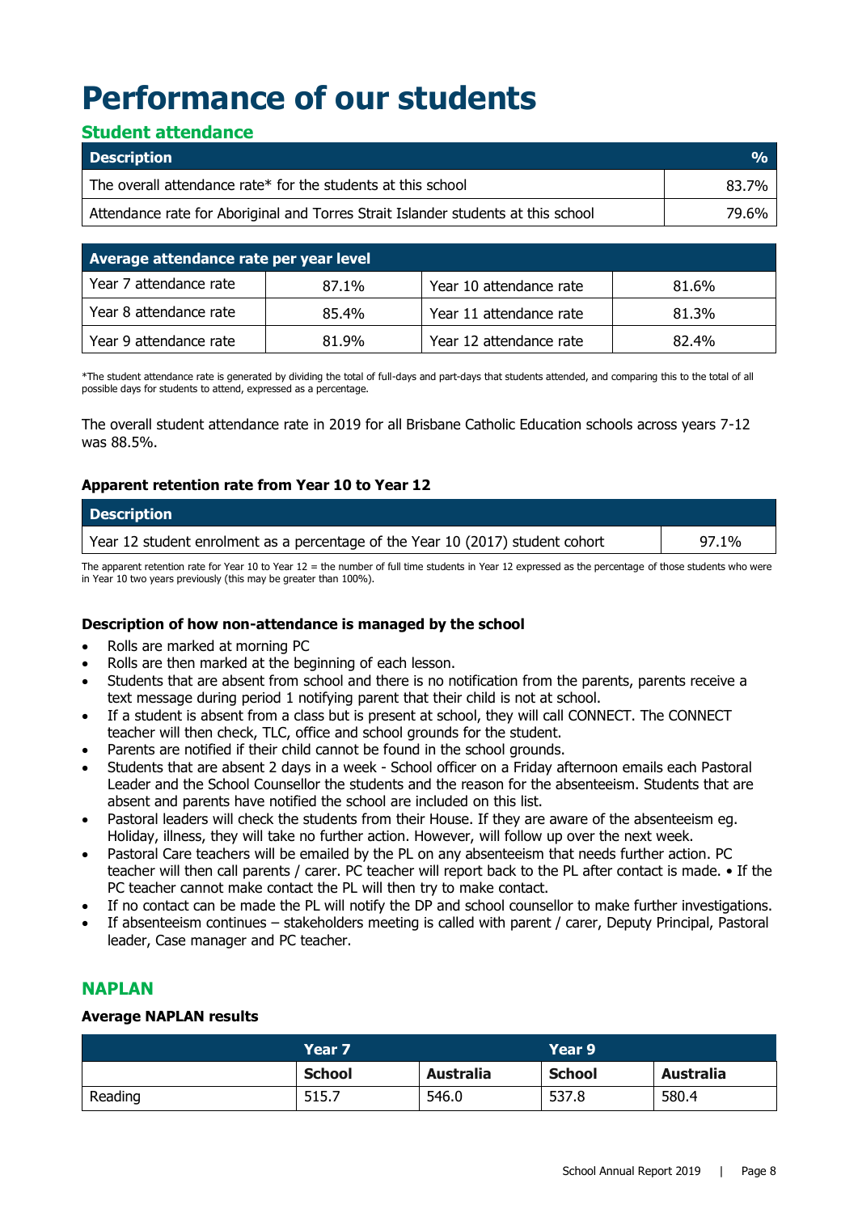# Performance of our students

## Student attendance

| Description | % |
|---|---|
| The overall attendance rate* for the students at this school | 83.7% |
| Attendance rate for Aboriginal and Torres Strait Islander students at this school | 79.6% |

| Average attendance rate per year level | | | |
|---|---|---|---|
| Year 7 attendance rate | 87.1% | Year 10 attendance rate | 81.6% |
| Year 8 attendance rate | 85.4% | Year 11 attendance rate | 81.3% |
| Year 9 attendance rate | 81.9% | Year 12 attendance rate | 82.4% |

*The student attendance rate is generated by dividing the total of full-days and part-days that students attended, and comparing this to the total of all possible days for students to attend, expressed as a percentage.

The overall student attendance rate in 2019 for all Brisbane Catholic Education schools across years 7-12 was 88.5%.

### Apparent retention rate from Year 10 to Year 12

| Description | |
|---|---|
| Year 12 student enrolment as a percentage of the Year 10 (2017) student cohort | 97.1% |

The apparent retention rate for Year 10 to Year 12 = the number of full time students in Year 12 expressed as the percentage of those students who were in Year 10 two years previously (this may be greater than 100%).

### Description of how non-attendance is managed by the school

- Rolls are marked at morning PC
- Rolls are then marked at the beginning of each lesson.
- Students that are absent from school and there is no notification from the parents, parents receive a text message during period 1 notifying parent that their child is not at school.
- If a student is absent from a class but is present at school, they will call CONNECT. The CONNECT teacher will then check, TLC, office and school grounds for the student.
- Parents are notified if their child cannot be found in the school grounds.
- Students that are absent 2 days in a week - School officer on a Friday afternoon emails each Pastoral Leader and the School Counsellor the students and the reason for the absenteeism. Students that are absent and parents have notified the school are included on this list.
- Pastoral leaders will check the students from their House. If they are aware of the absenteeism eg. Holiday, illness, they will take no further action. However, will follow up over the next week.
- Pastoral Care teachers will be emailed by the PL on any absenteeism that needs further action. PC teacher will then call parents / carer. PC teacher will report back to the PL after contact is made. • If the PC teacher cannot make contact the PL will then try to make contact.
- If no contact can be made the PL will notify the DP and school counsellor to make further investigations.
- If absenteeism continues – stakeholders meeting is called with parent / carer, Deputy Principal, Pastoral leader, Case manager and PC teacher.

## NAPLAN

### Average NAPLAN results

| | Year 7 | | Year 9 | |
|---|---|---|---|---|
| | **School** | **Australia** | **School** | **Australia** |
| Reading | 515.7 | 546.0 | 537.8 | 580.4 |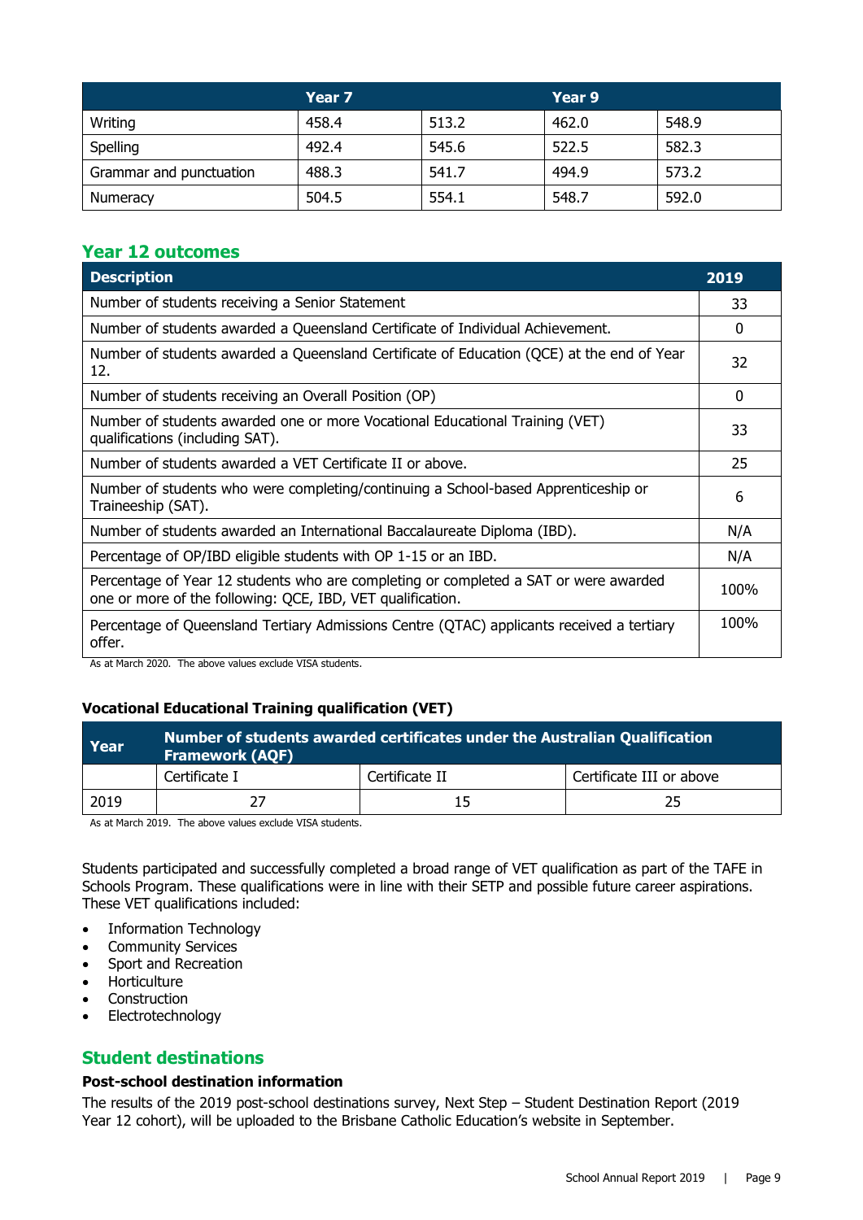| | Year 7 | | Year 9 | |
|---|---|---|---|---|
| Writing | 458.4 | 513.2 | 462.0 | 548.9 |
| Spelling | 492.4 | 545.6 | 522.5 | 582.3 |
| Grammar and punctuation | 488.3 | 541.7 | 494.9 | 573.2 |
| Numeracy | 504.5 | 554.1 | 548.7 | 592.0 |

## Year 12 outcomes

| Description | 2019 |
|---|---|
| Number of students receiving a Senior Statement | 33 |
| Number of students awarded a Queensland Certificate of Individual Achievement. | 0 |
| Number of students awarded a Queensland Certificate of Education (QCE) at the end of Year 12. | 32 |
| Number of students receiving an Overall Position (OP) | 0 |
| Number of students awarded one or more Vocational Educational Training (VET) qualifications (including SAT). | 33 |
| Number of students awarded a VET Certificate II or above. | 25 |
| Number of students who were completing/continuing a School-based Apprenticeship or Traineeship (SAT). | 6 |
| Number of students awarded an International Baccalaureate Diploma (IBD). | N/A |
| Percentage of OP/IBD eligible students with OP 1-15 or an IBD. | N/A |
| Percentage of Year 12 students who are completing or completed a SAT or were awarded one or more of the following: QCE, IBD, VET qualification. | 100% |
| Percentage of Queensland Tertiary Admissions Centre (QTAC) applicants received a tertiary offer. | 100% |

As at March 2020. The above values exclude VISA students.

### Vocational Educational Training qualification (VET)

| Year | Number of students awarded certificates under the Australian Qualification Framework (AQF) | | |
|---|---|---|---|
| | Certificate I | Certificate II | Certificate III or above |
| 2019 | 27 | 15 | 25 |

As at March 2019. The above values exclude VISA students.

Students participated and successfully completed a broad range of VET qualification as part of the TAFE in Schools Program. These qualifications were in line with their SETP and possible future career aspirations. These VET qualifications included:

- Information Technology
- Community Services
- Sport and Recreation
- Horticulture
- Construction
- Electrotechnology

## Student destinations

### Post-school destination information

The results of the 2019 post-school destinations survey, Next Step – Student Destination Report (2019 Year 12 cohort), will be uploaded to the Brisbane Catholic Education's website in September.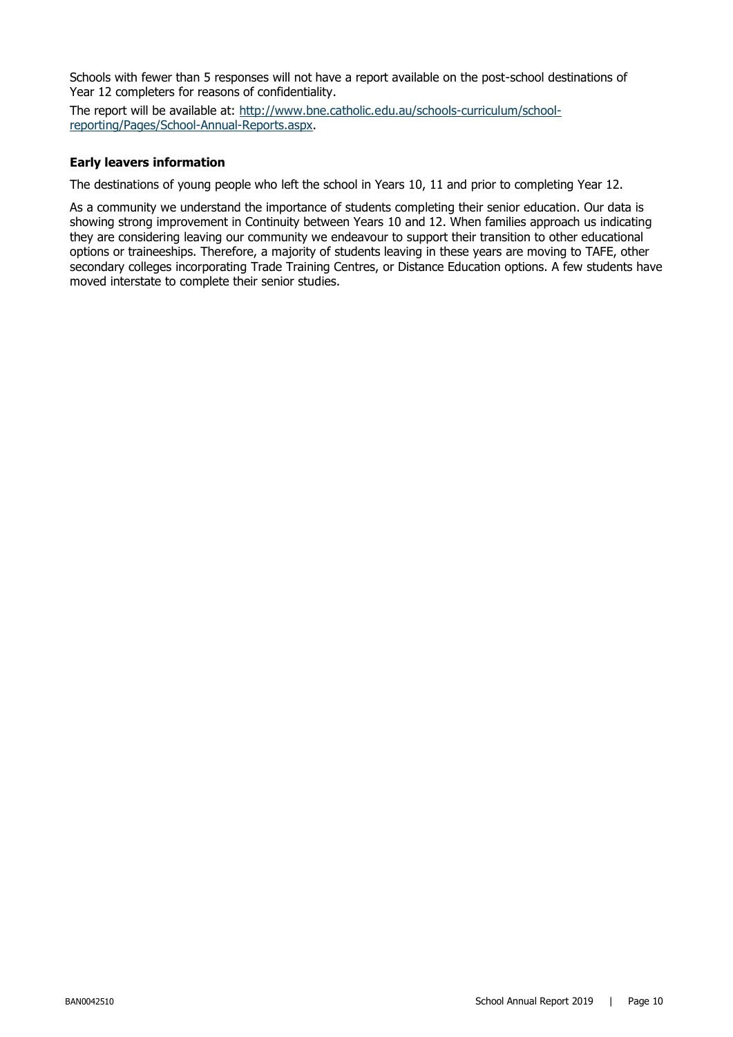Schools with fewer than 5 responses will not have a report available on the post-school destinations of Year 12 completers for reasons of confidentiality.

The report will be available at: [http://www.bne.catholic.edu.au/schools-curriculum/school-reporting/Pages/School-Annual-Reports.aspx](http://www.bne.catholic.edu.au/schools-curriculum/school-reporting/Pages/School-Annual-Reports.aspx).

### Early leavers information

The destinations of young people who left the school in Years 10, 11 and prior to completing Year 12.

As a community we understand the importance of students completing their senior education. Our data is showing strong improvement in Continuity between Years 10 and 12. When families approach us indicating they are considering leaving our community we endeavour to support their transition to other educational options or traineeships. Therefore, a majority of students leaving in these years are moving to TAFE, other secondary colleges incorporating Trade Training Centres, or Distance Education options. A few students have moved interstate to complete their senior studies.